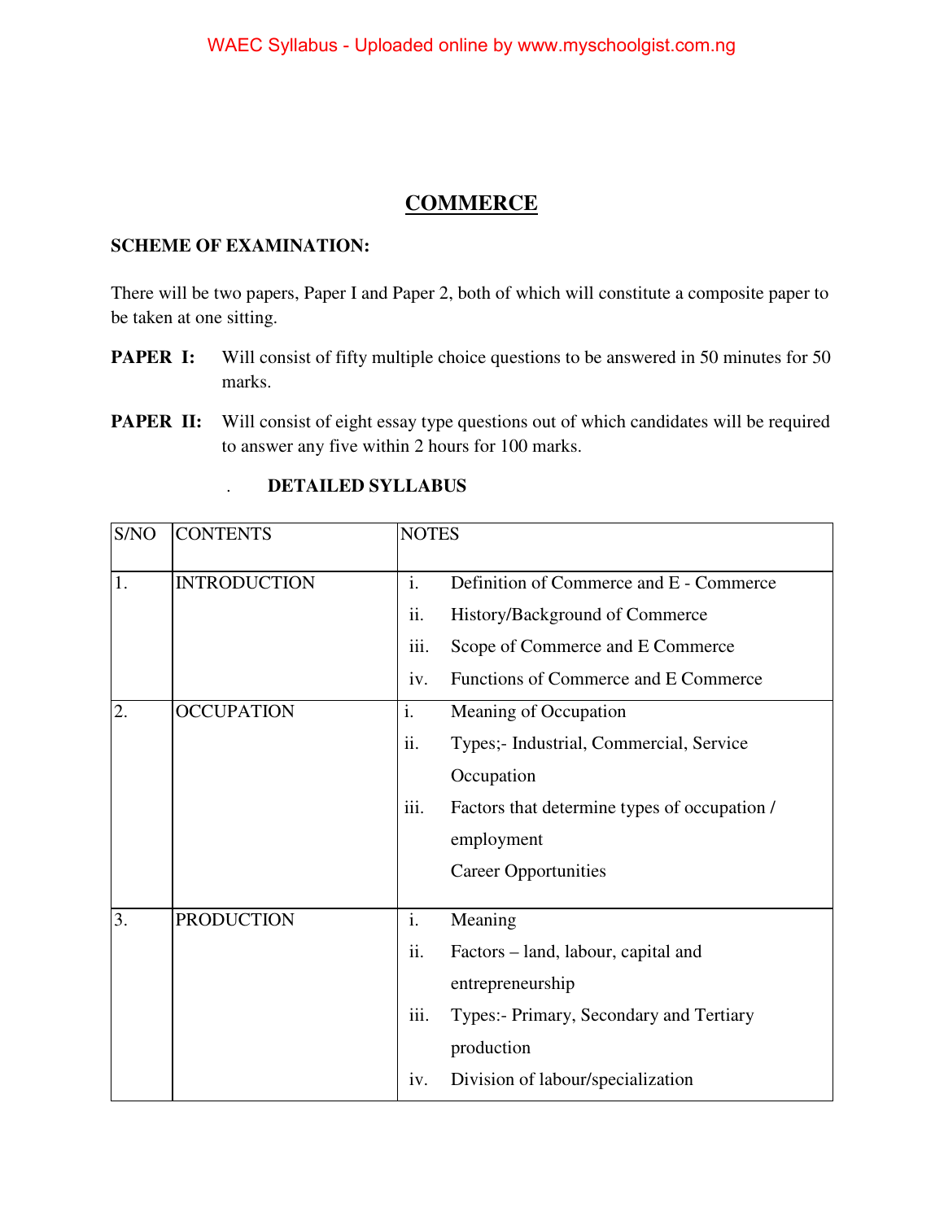# COMMERCE

**SCHEME OF EXAMINATION:**

There will be two papers, Paper I and Paper 2, both of which will constitute a composite paper to be taken at one sitting.

**PAPER I:** Will consist of fifty multiple choice questions to be answered in 50 minutes for 50 marks.

**PAPER II:** Will consist of eight essay type questions out of which candidates will be required to answer any five within 2 hours for 100 marks.

## DETAILED SYLLABUS

| S/NO | CONTENTS | NOTES |
|---|---|---|
| 1. | INTRODUCTION | i. Definition of Commerce and E - Commerce<br>ii. History/Background of Commerce<br>iii. Scope of Commerce and E Commerce<br>iv. Functions of Commerce and E Commerce |
| 2. | OCCUPATION | i. Meaning of Occupation<br>ii. Types;- Industrial, Commercial, Service Occupation<br>iii. Factors that determine types of occupation / employment<br>Career Opportunities |
| 3. | PRODUCTION | i. Meaning<br>ii. Factors – land, labour, capital and entrepreneurship<br>iii. Types:- Primary, Secondary and Tertiary production<br>iv. Division of labour/specialization |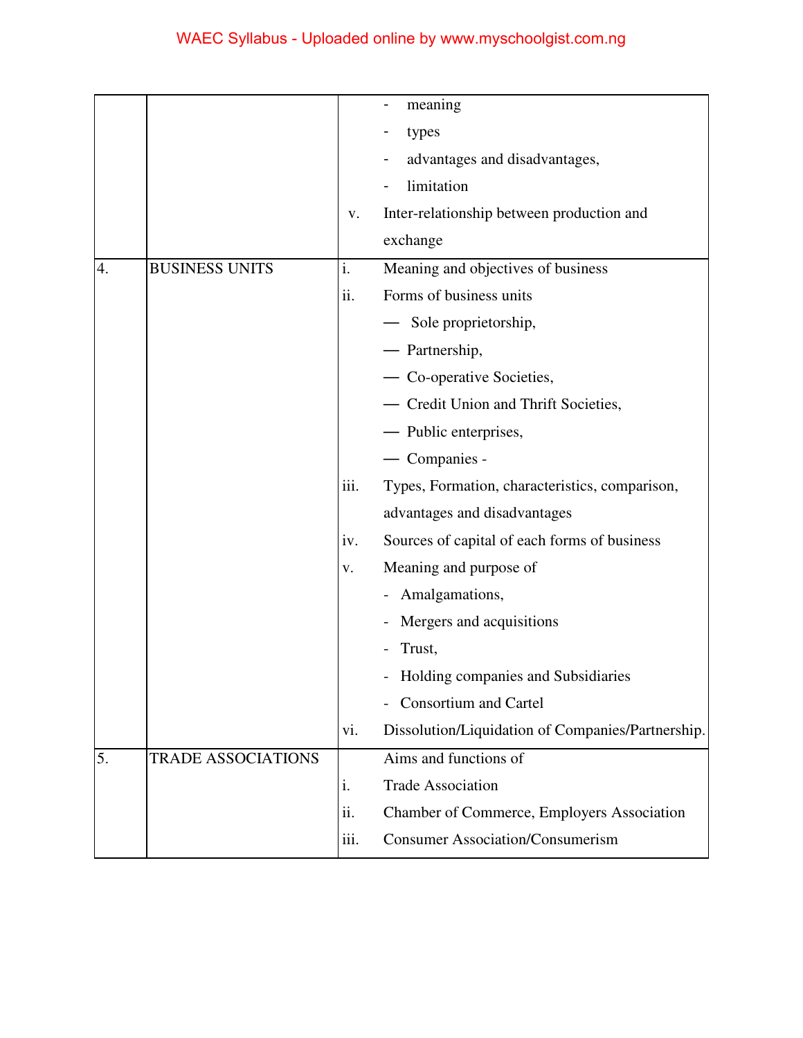|  |  | - meaning<br>- types<br>- advantages and disadvantages,<br>- limitation<br>v. Inter-relationship between production and exchange |
|---|---|---|
| 4. | BUSINESS UNITS | i. Meaning and objectives of business<br>ii. Forms of business units<br>— Sole proprietorship,<br>— Partnership,<br>— Co-operative Societies,<br>— Credit Union and Thrift Societies,<br>— Public enterprises,<br>— Companies -<br>iii. Types, Formation, characteristics, comparison, advantages and disadvantages<br>iv. Sources of capital of each forms of business<br>v. Meaning and purpose of<br>- Amalgamations,<br>- Mergers and acquisitions<br>- Trust,<br>- Holding companies and Subsidiaries<br>- Consortium and Cartel<br>vi. Dissolution/Liquidation of Companies/Partnership. |
| 5. | TRADE ASSOCIATIONS | Aims and functions of<br>i. Trade Association<br>ii. Chamber of Commerce, Employers Association<br>iii. Consumer Association/Consumerism |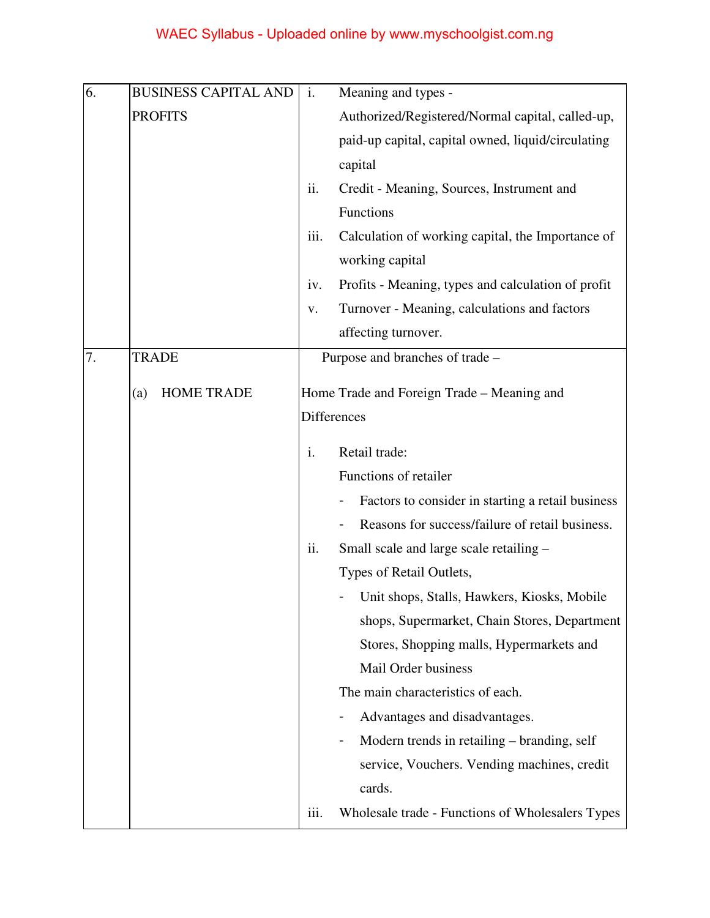| 6. | BUSINESS CAPITAL AND PROFITS | i. Meaning and types - Authorized/Registered/Normal capital, called-up, paid-up capital, capital owned, liquid/circulating capital<br>ii. Credit - Meaning, Sources, Instrument and Functions<br>iii. Calculation of working capital, the Importance of working capital<br>iv. Profits - Meaning, types and calculation of profit<br>v. Turnover - Meaning, calculations and factors affecting turnover. |
|---|---|---|
| 7. | TRADE<br><br>(a) HOME TRADE | Purpose and branches of trade –<br><br>Home Trade and Foreign Trade – Meaning and Differences<br><br>i. Retail trade:<br>Functions of retailer<br>- Factors to consider in starting a retail business<br>- Reasons for success/failure of retail business.<br>ii. Small scale and large scale retailing –<br>Types of Retail Outlets,<br>- Unit shops, Stalls, Hawkers, Kiosks, Mobile shops, Supermarket, Chain Stores, Department Stores, Shopping malls, Hypermarkets and Mail Order business<br>The main characteristics of each.<br>- Advantages and disadvantages.<br>- Modern trends in retailing – branding, self service, Vouchers. Vending machines, credit cards.<br>iii. Wholesale trade - Functions of Wholesalers Types |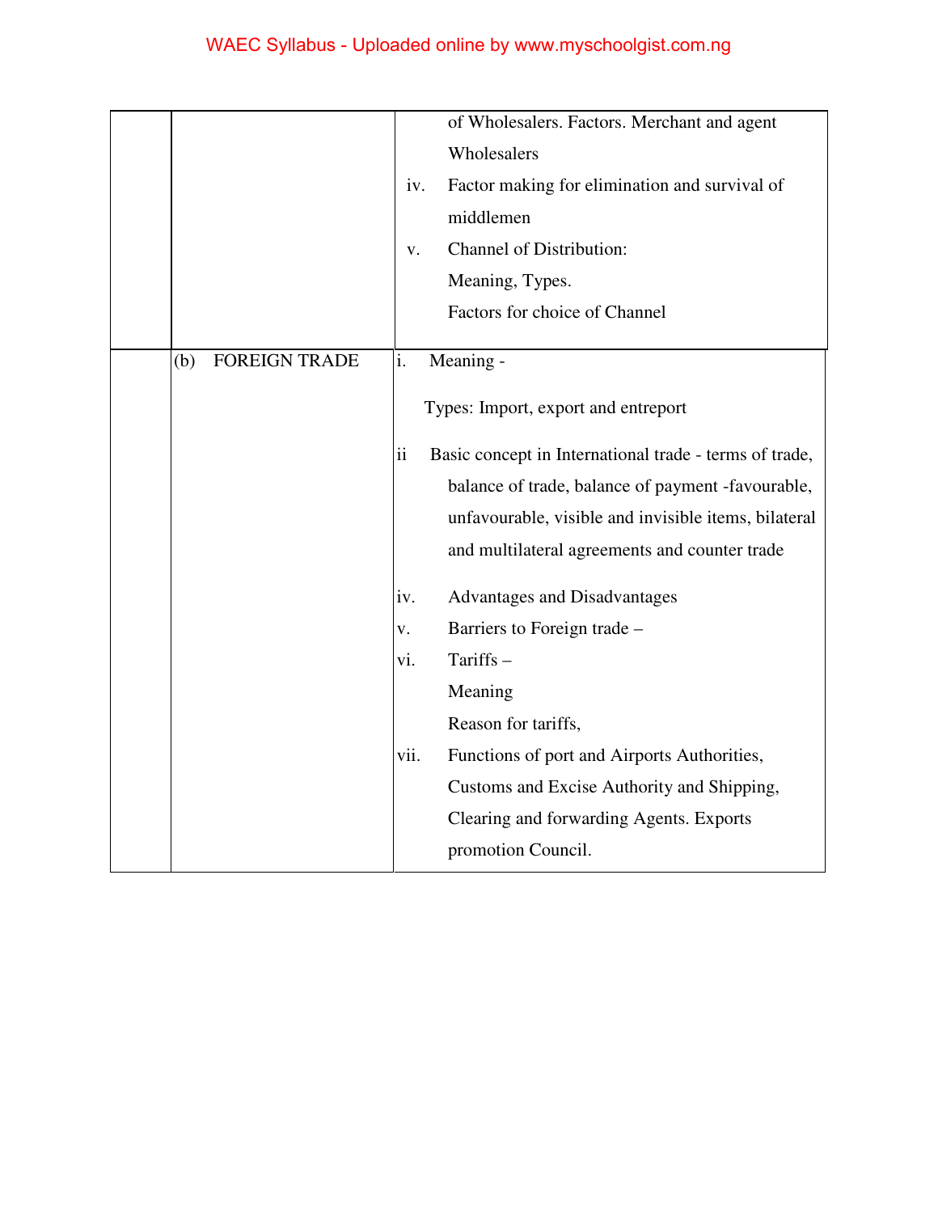|  |  |  |
|---|---|---|
|  |  | of Wholesalers. Factors. Merchant and agent Wholesalers<br>iv. Factor making for elimination and survival of middlemen<br>v. Channel of Distribution:<br>Meaning, Types.<br>Factors for choice of Channel |
|  | (b) FOREIGN TRADE | i. Meaning -<br>Types: Import, export and entreport<br>ii Basic concept in International trade - terms of trade, balance of trade, balance of payment -favourable, unfavourable, visible and invisible items, bilateral and multilateral agreements and counter trade<br>iv. Advantages and Disadvantages<br>v. Barriers to Foreign trade –<br>vi. Tariffs –<br>Meaning<br>Reason for tariffs,<br>vii. Functions of port and Airports Authorities, Customs and Excise Authority and Shipping, Clearing and forwarding Agents. Exports promotion Council. |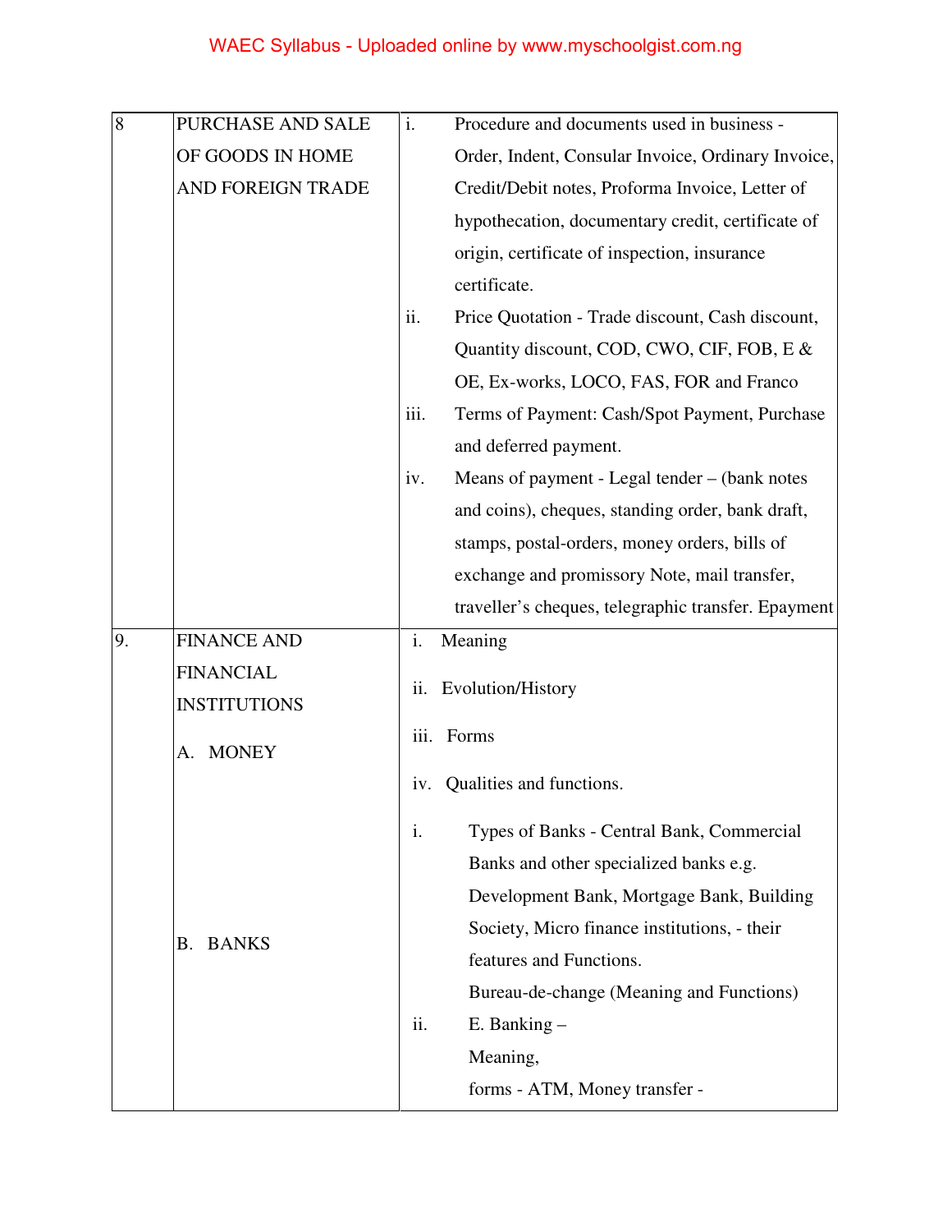| | | |
|---|---|---|
| 8 | PURCHASE AND SALE OF GOODS IN HOME AND FOREIGN TRADE | i. Procedure and documents used in business - Order, Indent, Consular Invoice, Ordinary Invoice, Credit/Debit notes, Proforma Invoice, Letter of hypothecation, documentary credit, certificate of origin, certificate of inspection, insurance certificate.<br>ii. Price Quotation - Trade discount, Cash discount, Quantity discount, COD, CWO, CIF, FOB, E & OE, Ex-works, LOCO, FAS, FOR and Franco<br>iii. Terms of Payment: Cash/Spot Payment, Purchase and deferred payment.<br>iv. Means of payment - Legal tender – (bank notes and coins), cheques, standing order, bank draft, stamps, postal-orders, money orders, bills of exchange and promissory Note, mail transfer, traveller's cheques, telegraphic transfer. Epayment |
| 9. | FINANCE AND FINANCIAL INSTITUTIONS<br><br>A. MONEY | i. Meaning<br>ii. Evolution/History<br>iii. Forms<br>iv. Qualities and functions. |
| | B. BANKS | i. Types of Banks - Central Bank, Commercial Banks and other specialized banks e.g. Development Bank, Mortgage Bank, Building Society, Micro finance institutions, - their features and Functions.<br>Bureau-de-change (Meaning and Functions)<br>ii. E. Banking –<br>Meaning,<br>forms - ATM, Money transfer - |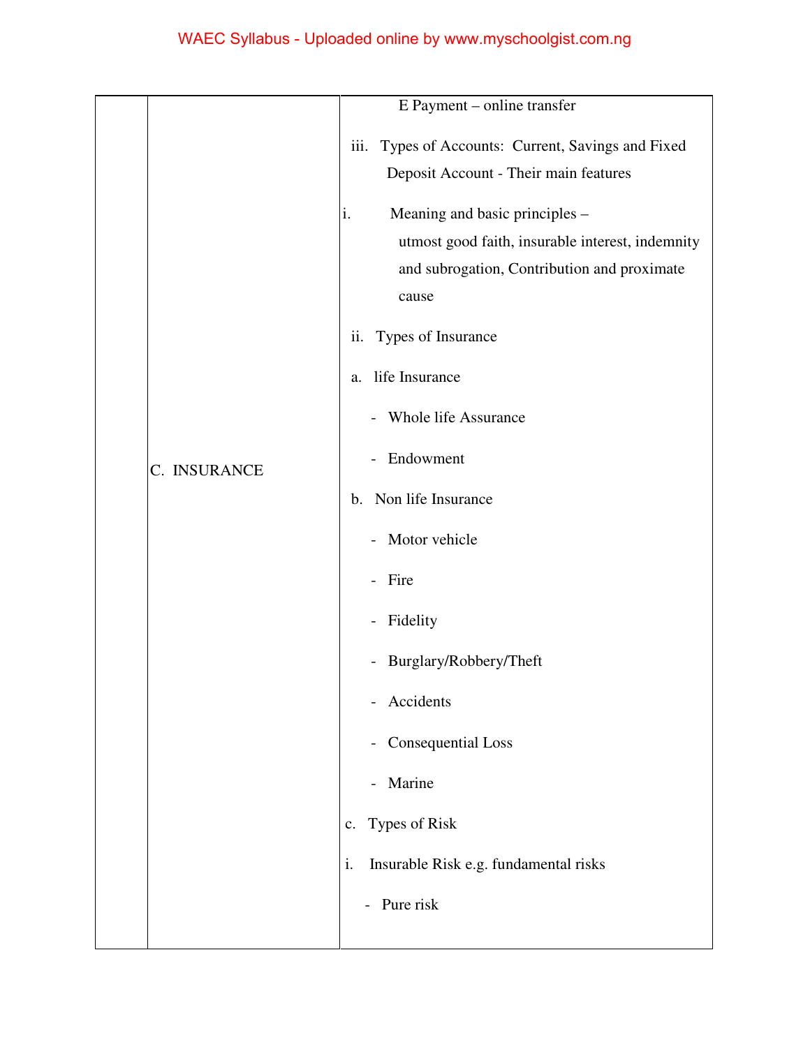| | | |
|---|---|---|
| | | E Payment – online transfer<br><br>iii. Types of Accounts: Current, Savings and Fixed Deposit Account - Their main features |
| | C. INSURANCE | i. Meaning and basic principles – utmost good faith, insurable interest, indemnity and subrogation, Contribution and proximate cause<br><br>ii. Types of Insurance<br><br>a. life Insurance<br><br>- Whole life Assurance<br><br>- Endowment<br><br>b. Non life Insurance<br><br>- Motor vehicle<br><br>- Fire<br><br>- Fidelity<br><br>- Burglary/Robbery/Theft<br><br>- Accidents<br><br>- Consequential Loss<br><br>- Marine<br><br>c. Types of Risk<br><br>i. Insurable Risk e.g. fundamental risks<br><br>- Pure risk |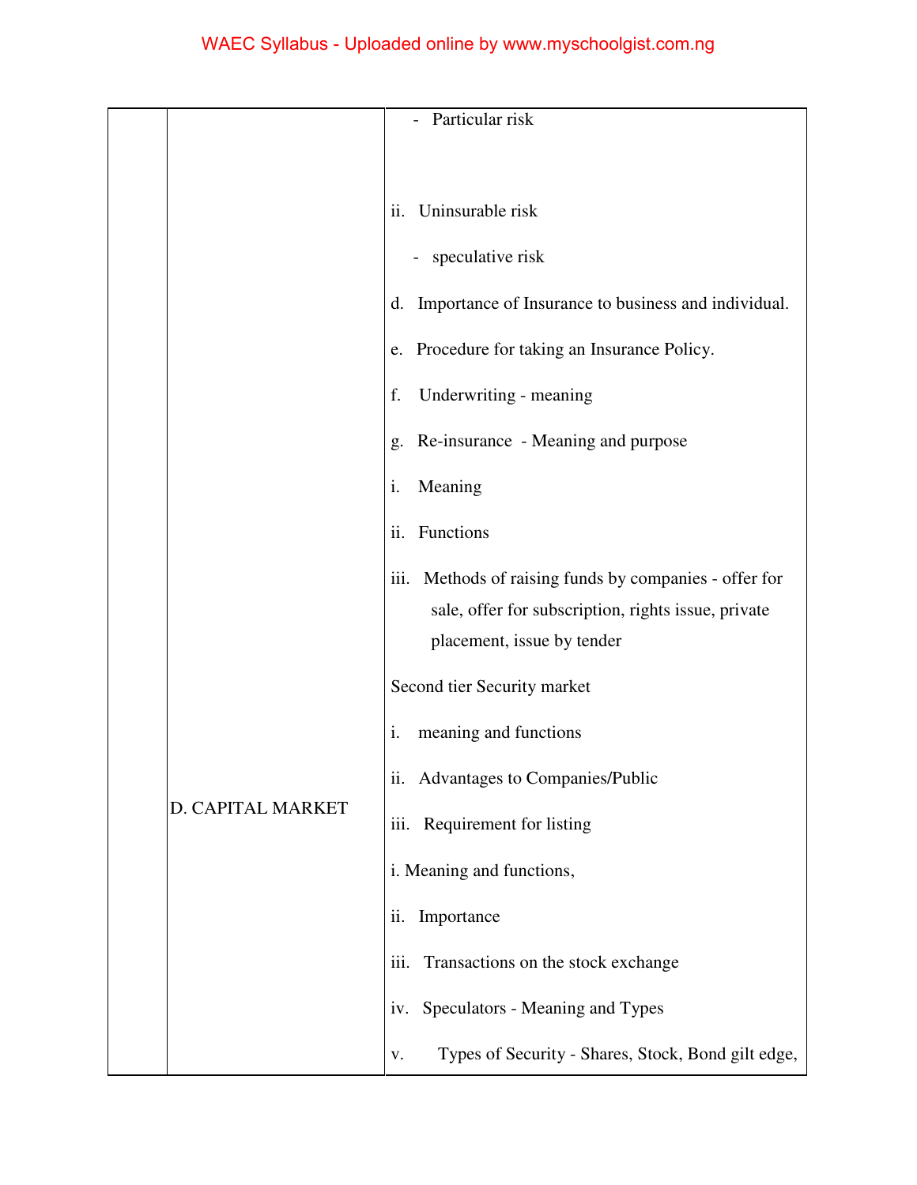| | | |
|---|---|---|
| | | - Particular risk<br><br>ii. Uninsurable risk<br><br>- speculative risk<br><br>d. Importance of Insurance to business and individual.<br><br>e. Procedure for taking an Insurance Policy.<br><br>f. Underwriting - meaning<br><br>g. Re-insurance - Meaning and purpose |
| | D. CAPITAL MARKET | i. Meaning<br><br>ii. Functions<br><br>iii. Methods of raising funds by companies - offer for sale, offer for subscription, rights issue, private placement, issue by tender<br><br>Second tier Security market<br><br>i. meaning and functions<br><br>ii. Advantages to Companies/Public<br><br>iii. Requirement for listing<br><br>i. Meaning and functions,<br><br>ii. Importance<br><br>iii. Transactions on the stock exchange<br><br>iv. Speculators - Meaning and Types<br><br>v. Types of Security - Shares, Stock, Bond gilt edge, |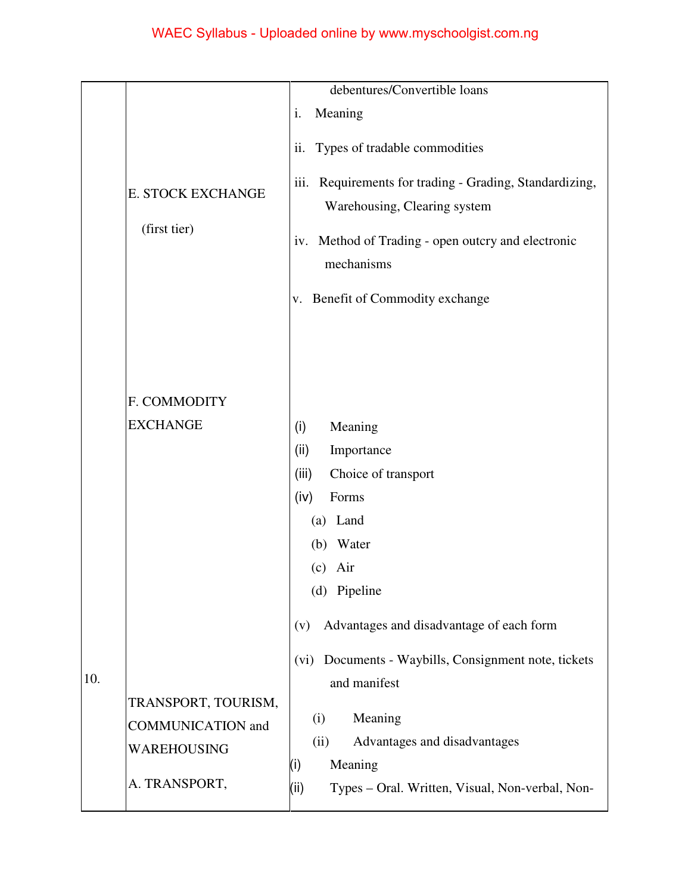| | | |
|---|---|---|
| | E. STOCK EXCHANGE (first tier) | debentures/Convertible loans |
| | | i. Meaning |
| | | ii. Types of tradable commodities |
| | | iii. Requirements for trading - Grading, Standardizing, Warehousing, Clearing system |
| | | iv. Method of Trading - open outcry and electronic mechanisms |
| | | v. Benefit of Commodity exchange |
| | F. COMMODITY EXCHANGE | (i) Meaning |
| | | (ii) Importance |
| | | (iii) Choice of transport |
| | | (iv) Forms (a) Land (b) Water (c) Air (d) Pipeline |
| | | (v) Advantages and disadvantage of each form |
| 10. | TRANSPORT, TOURISM, COMMUNICATION and WAREHOUSING | (vi) Documents - Waybills, Consignment note, tickets and manifest |
| | | (i) Meaning |
| | | (ii) Advantages and disadvantages |
| | | (i) Meaning |
| | A. TRANSPORT, | (ii) Types – Oral. Written, Visual, Non-verbal, Non- |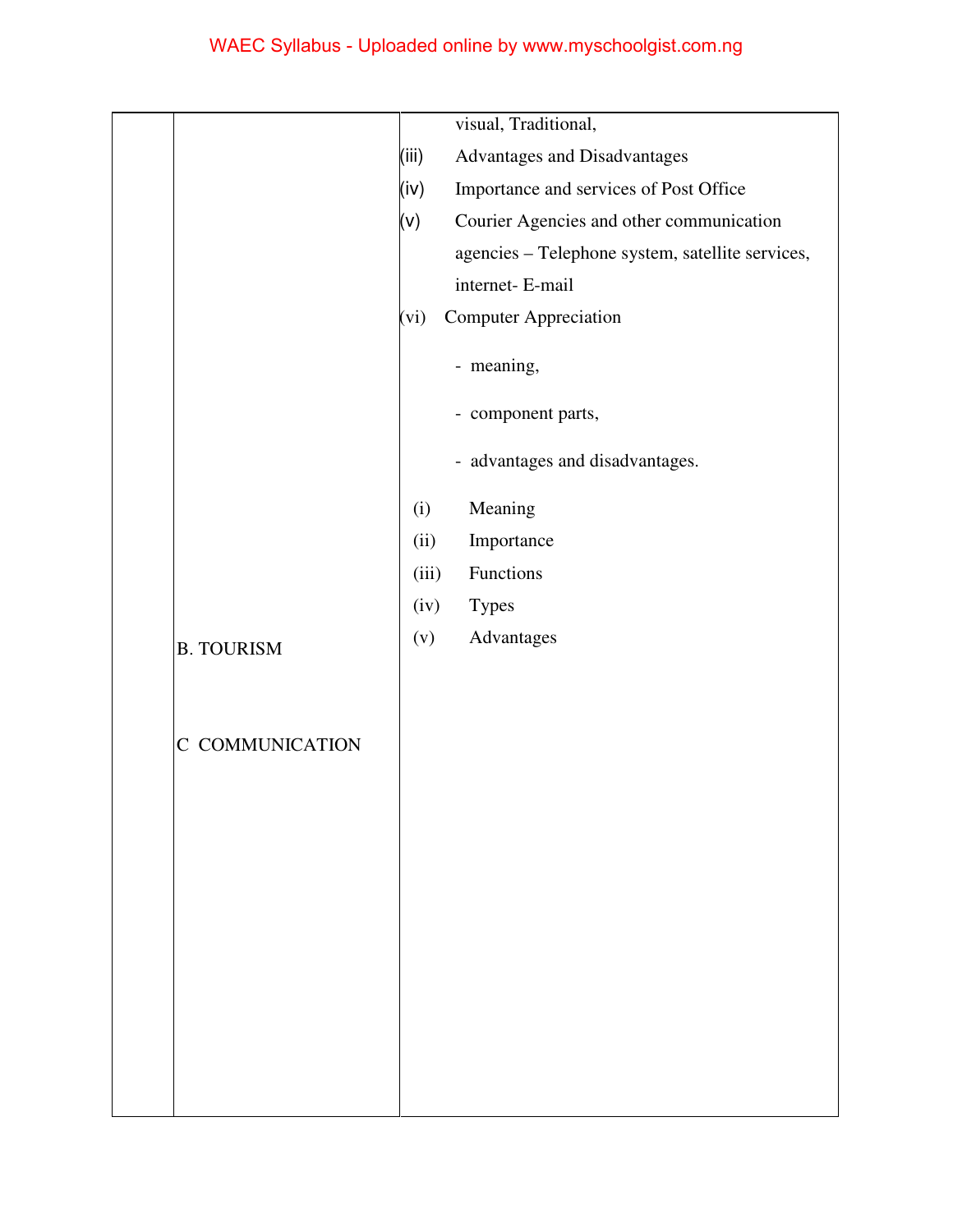| | | |
|---|---|---|
| | | visual, Traditional,<br>(iii) Advantages and Disadvantages<br>(iv) Importance and services of Post Office<br>(v) Courier Agencies and other communication agencies – Telephone system, satellite services, internet- E-mail<br>(vi) Computer Appreciation<br>- meaning,<br>- component parts,<br>- advantages and disadvantages. |
| | B. TOURISM | (i) Meaning<br>(ii) Importance<br>(iii) Functions<br>(iv) Types<br>(v) Advantages |
| | C COMMUNICATION | |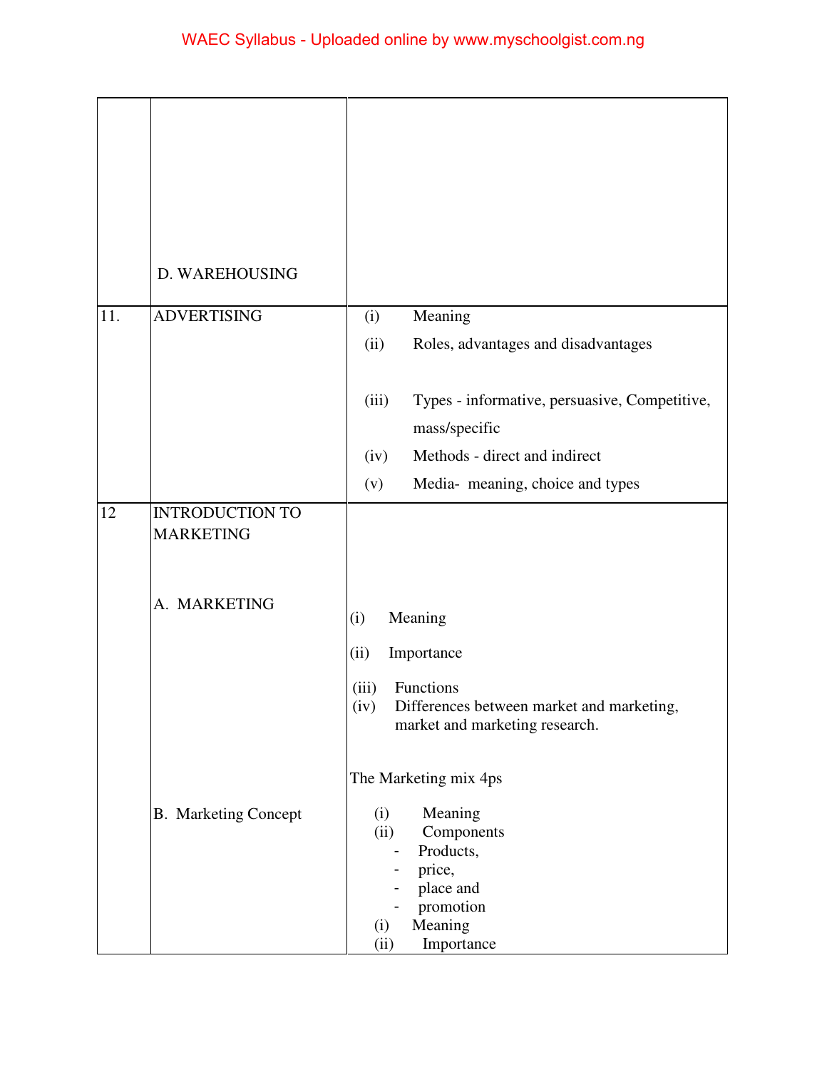|  |  |  |
|---|---|---|
|  | D. WAREHOUSING |  |
| 11. | ADVERTISING | (i) Meaning<br>(ii) Roles, advantages and disadvantages<br>(iii) Types - informative, persuasive, Competitive, mass/specific<br>(iv) Methods - direct and indirect<br>(v) Media- meaning, choice and types |
| 12 | INTRODUCTION TO MARKETING<br><br>A. MARKETING<br><br>B. Marketing Concept | (i) Meaning<br>(ii) Importance<br>(iii) Functions<br>(iv) Differences between market and marketing, market and marketing research.<br><br>The Marketing mix 4ps<br>(i) Meaning<br>(ii) Components<br>- Products,<br>- price,<br>- place and<br>- promotion<br>(i) Meaning<br>(ii) Importance |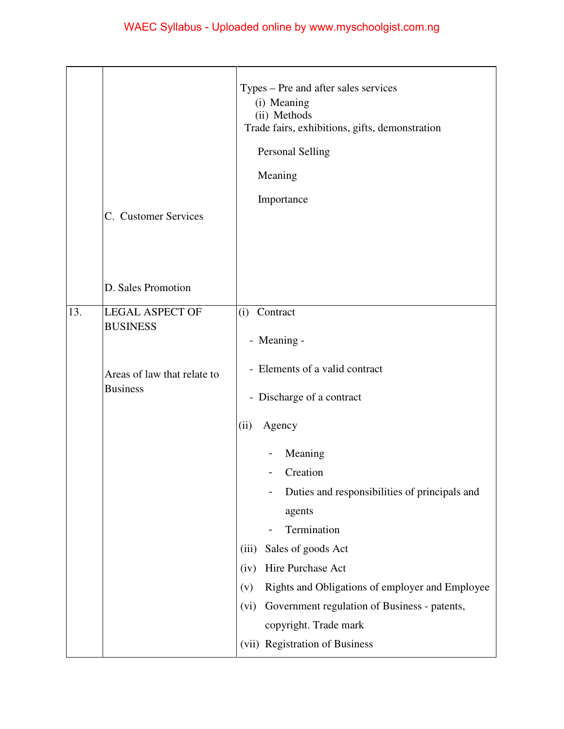|  |  |  |
|---|---|---|
|  | C. Customer Services<br><br>D. Sales Promotion | Types – Pre and after sales services<br>(i) Meaning<br>(ii) Methods<br>Trade fairs, exhibitions, gifts, demonstration<br><br>Personal Selling<br><br>Meaning<br><br>Importance |
| 13. | LEGAL ASPECT OF BUSINESS<br><br>Areas of law that relate to Business | (i) Contract<br>- Meaning -<br>- Elements of a valid contract<br>- Discharge of a contract<br>(ii) Agency<br>- Meaning<br>- Creation<br>- Duties and responsibilities of principals and agents<br>- Termination<br>(iii) Sales of goods Act<br>(iv) Hire Purchase Act<br>(v) Rights and Obligations of employer and Employee<br>(vi) Government regulation of Business - patents, copyright. Trade mark<br>(vii) Registration of Business |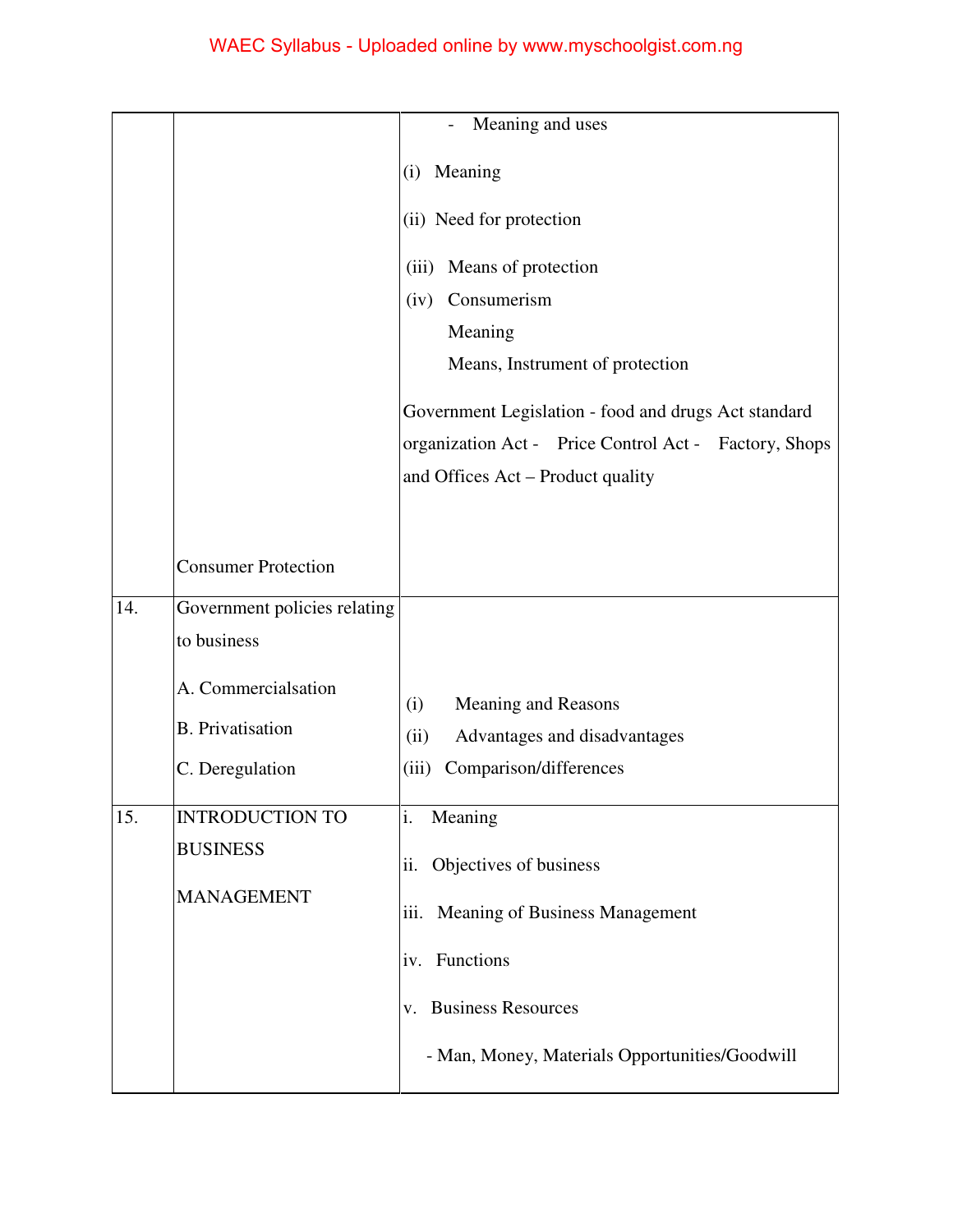| | | |
|---|---|---|
| | Consumer Protection | - Meaning and uses<br>(i) Meaning<br>(ii) Need for protection<br>(iii) Means of protection<br>(iv) Consumerism<br>Meaning<br>Means, Instrument of protection<br>Government Legislation - food and drugs Act standard organization Act - Price Control Act - Factory, Shops and Offices Act – Product quality |
| 14. | Government policies relating to business<br>A. Commercialsation<br>B. Privatisation<br>C. Deregulation | (i) Meaning and Reasons<br>(ii) Advantages and disadvantages<br>(iii) Comparison/differences |
| 15. | INTRODUCTION TO BUSINESS<br>MANAGEMENT | i. Meaning<br>ii. Objectives of business<br>iii. Meaning of Business Management<br>iv. Functions<br>v. Business Resources<br>- Man, Money, Materials Opportunities/Goodwill |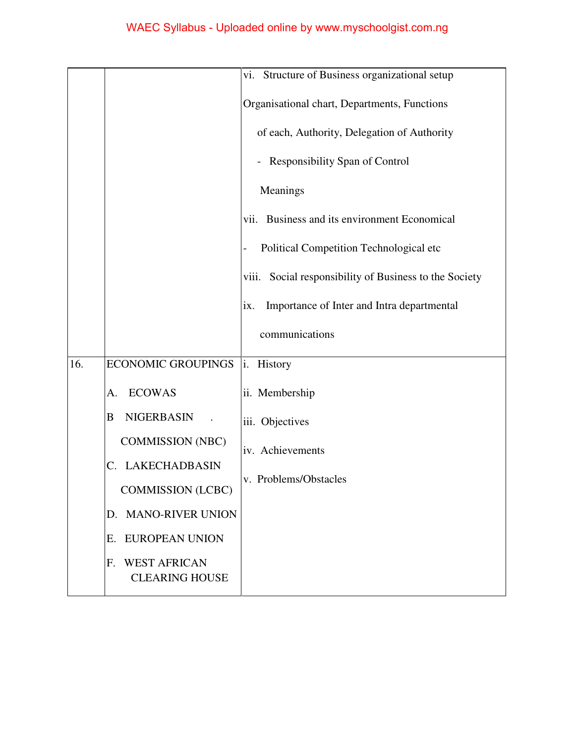| | | |
|---|---|---|
| | | vi. Structure of Business organizational setup<br><br>Organisational chart, Departments, Functions of each, Authority, Delegation of Authority<br>- Responsibility Span of Control<br>Meanings<br><br>vii. Business and its environment Economical<br>- Political Competition Technological etc<br><br>viii. Social responsibility of Business to the Society<br><br>ix. Importance of Inter and Intra departmental communications |
| 16. | ECONOMIC GROUPINGS<br><br>A. ECOWAS<br><br>B NIGERBASIN . COMMISSION (NBC)<br><br>C. LAKECHADBASIN COMMISSION (LCBC)<br><br>D. MANO-RIVER UNION<br><br>E. EUROPEAN UNION<br><br>F. WEST AFRICAN CLEARING HOUSE | i. History<br><br>ii. Membership<br><br>iii. Objectives<br><br>iv. Achievements<br><br>v. Problems/Obstacles |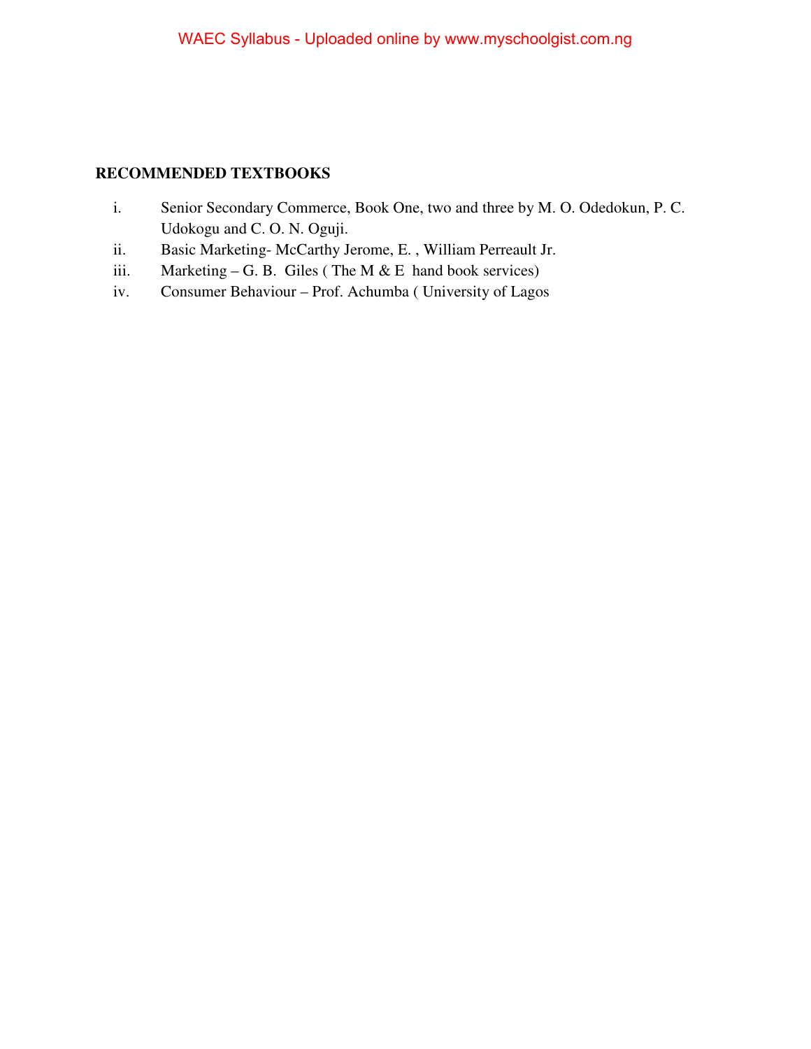**RECOMMENDED TEXTBOOKS**

i. Senior Secondary Commerce, Book One, two and three by M. O. Odedokun, P. C. Udokogu and C. O. N. Oguji.
ii. Basic Marketing- McCarthy Jerome, E. , William Perreault Jr.
iii. Marketing – G. B. Giles ( The M & E hand book services)
iv. Consumer Behaviour – Prof. Achumba ( University of Lagos